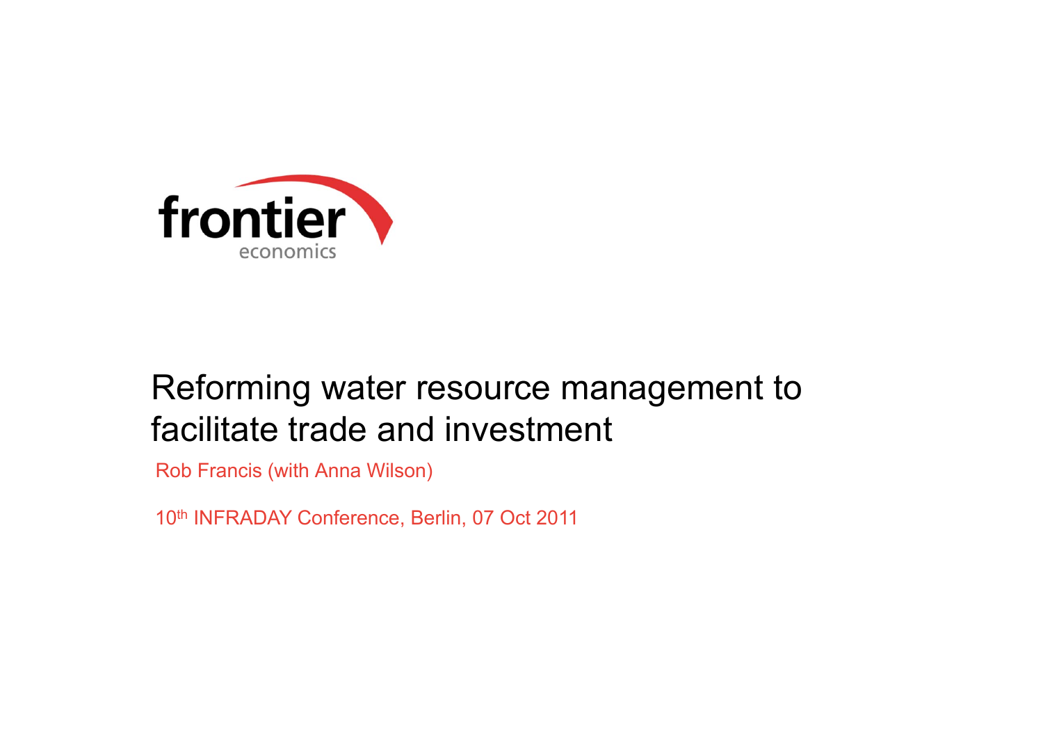frontier economics

# Reforming water resource management to facilitate trade and investment

Rob Francis (with Anna Wilson)

10th INFRADAY Conference, Berlin, 07 Oct 2011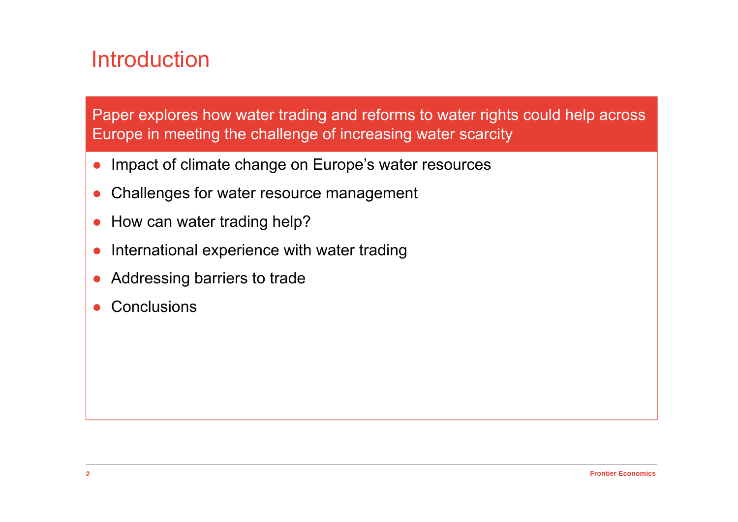# Introduction

**Paper explores how water trading and reforms to water rights could help across Europe in meeting the challenge of increasing water scarcity**

- Impact of climate change on Europe's water resources
- Challenges for water resource management
- How can water trading help?
- International experience with water trading
- Addressing barriers to trade
- Conclusions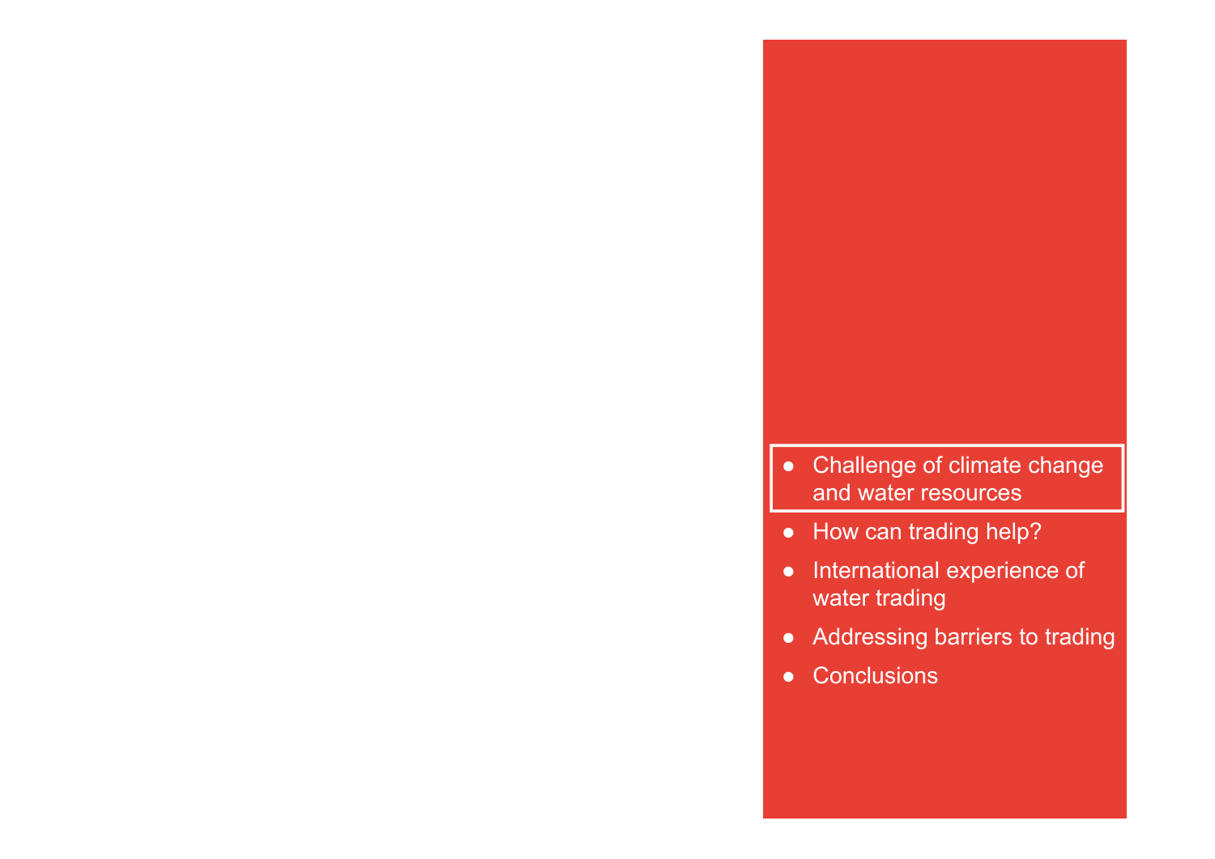- Challenge of climate change and water resources
- How can trading help?
- International experience of water trading
- Addressing barriers to trading
- Conclusions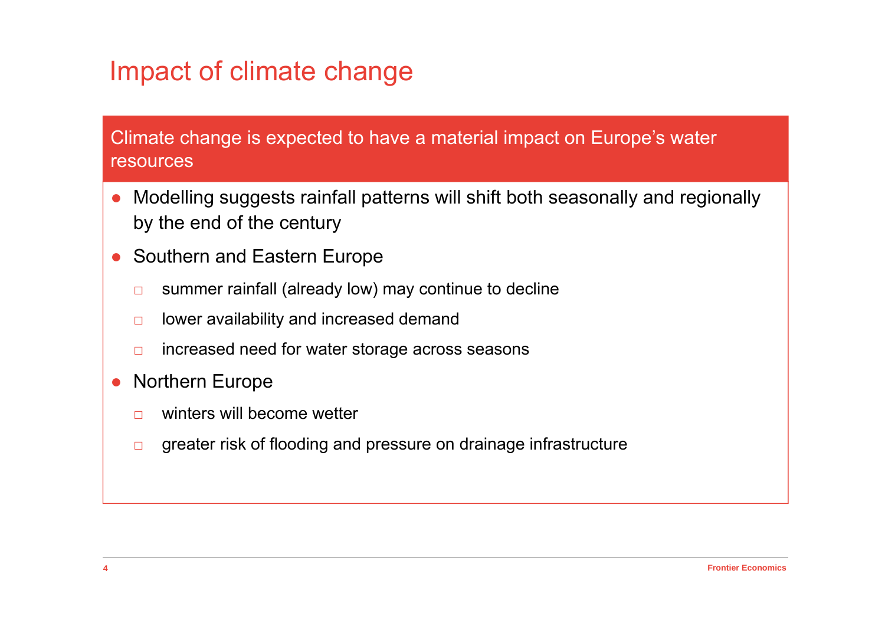# Impact of climate change

**Climate change is expected to have a material impact on Europe's water resources**

- Modelling suggests rainfall patterns will shift both seasonally and regionally by the end of the century
- Southern and Eastern Europe
  - summer rainfall (already low) may continue to decline
  - lower availability and increased demand
  - increased need for water storage across seasons
- Northern Europe
  - winters will become wetter
  - greater risk of flooding and pressure on drainage infrastructure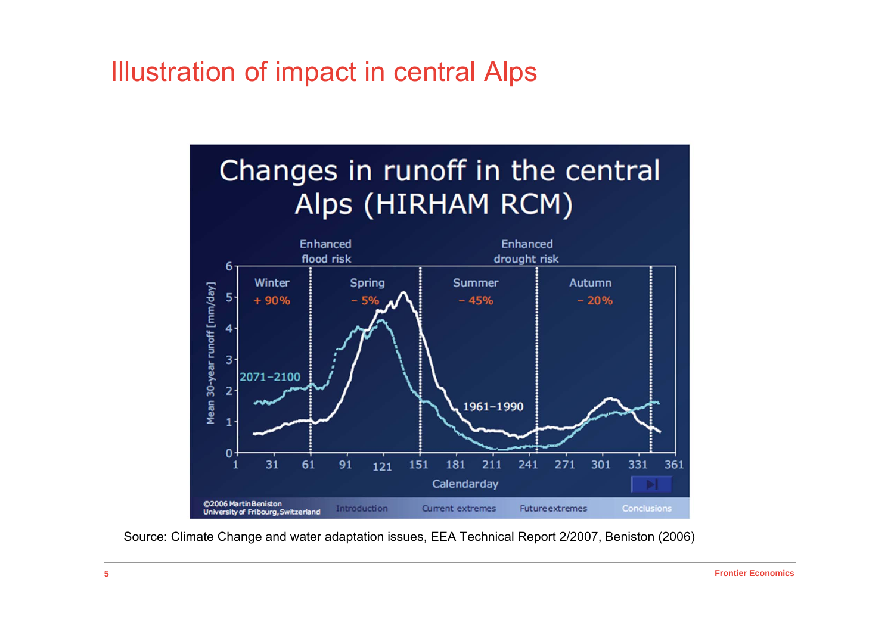# Illustration of impact in central Alps

Source: Climate Change and water adaptation issues, EEA Technical Report 2/2007, Beniston (2006)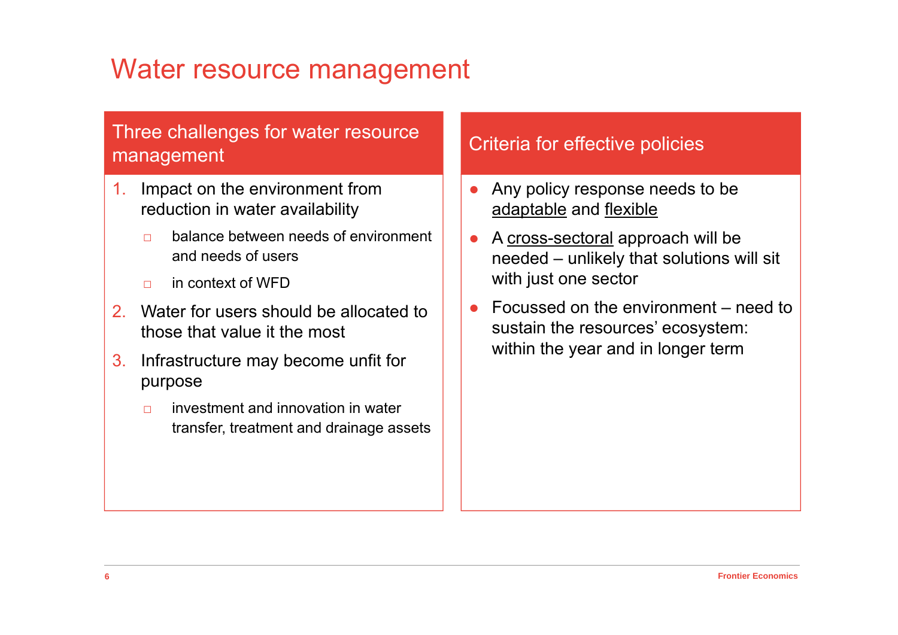# Water resource management

## Three challenges for water resource management

1. Impact on the environment from reduction in water availability
   - balance between needs of environment and needs of users
   - in context of WFD
2. Water for users should be allocated to those that value it the most
3. Infrastructure may become unfit for purpose
   - investment and innovation in water transfer, treatment and drainage assets

## Criteria for effective policies

- Any policy response needs to be adaptable and flexible
- A cross-sectoral approach will be needed – unlikely that solutions will sit with just one sector
- Focussed on the environment – need to sustain the resources' ecosystem: within the year and in longer term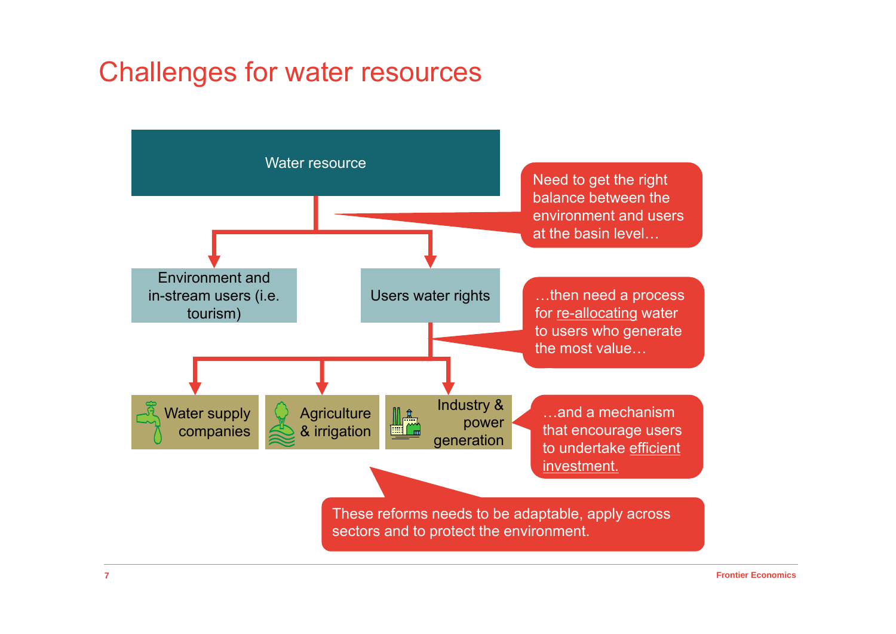# Challenges for water resources

Water resource

- Environment and in-stream users (i.e. tourism)
- Users water rights
  - Water supply companies
  - Agriculture & irrigation
  - Industry & power generation

Need to get the right balance between the environment and users at the basin level…

…then need a process for re-allocating water to users who generate the most value…

…and a mechanism that encourage users to undertake efficient investment.

These reforms needs to be adaptable, apply across sectors and to protect the environment.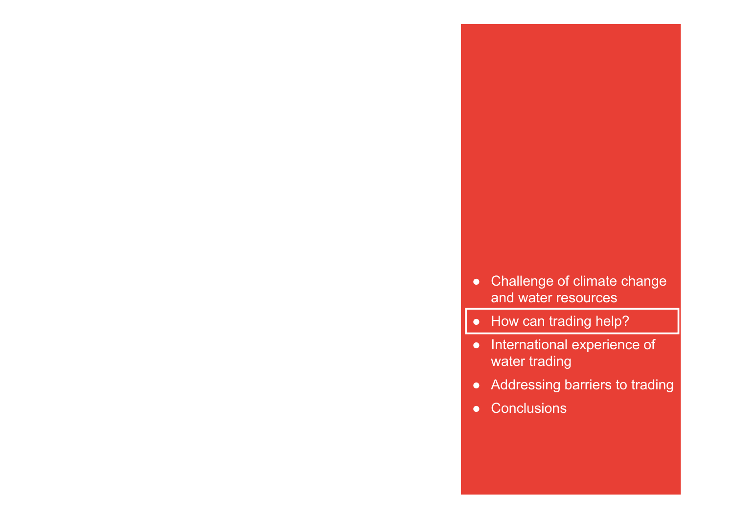- Challenge of climate change and water resources
- **How can trading help?**
- International experience of water trading
- Addressing barriers to trading
- Conclusions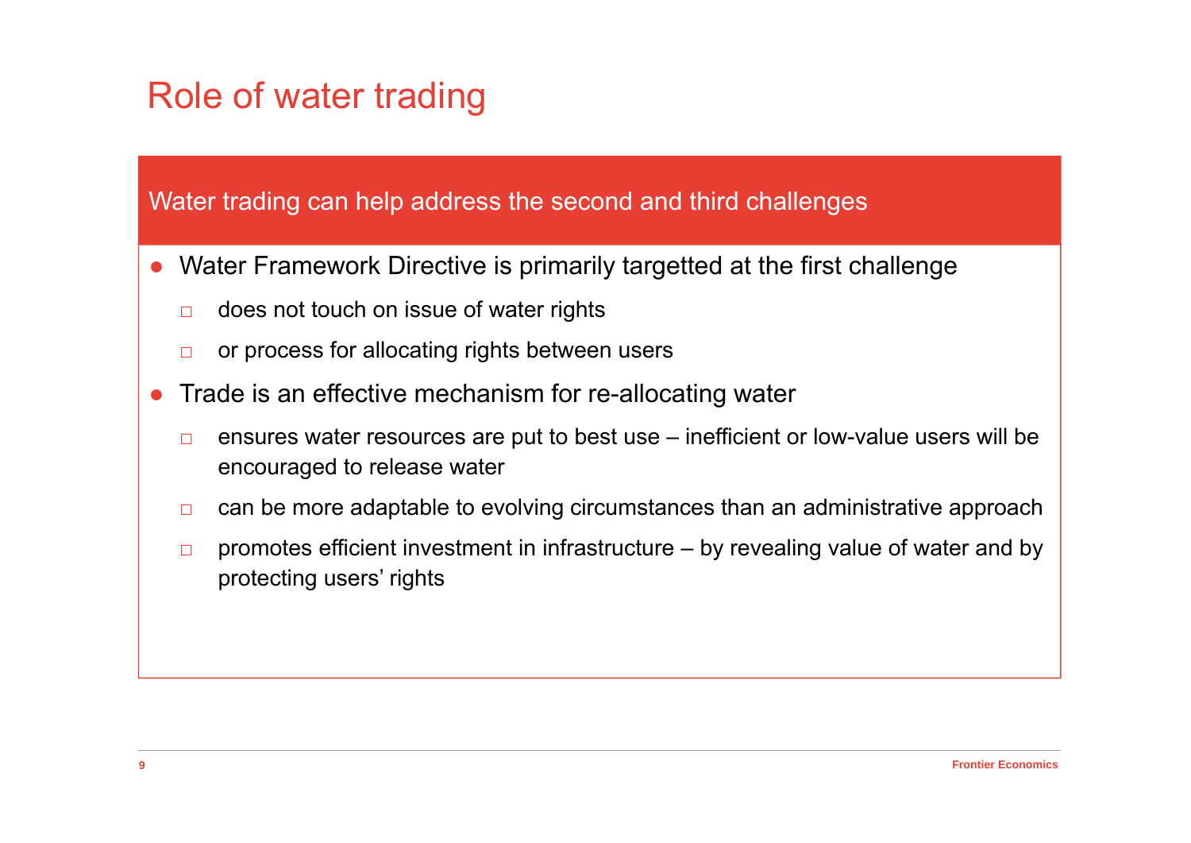# Role of water trading

**Water trading can help address the second and third challenges**

- Water Framework Directive is primarily targetted at the first challenge
  - does not touch on issue of water rights
  - or process for allocating rights between users
- Trade is an effective mechanism for re-allocating water
  - ensures water resources are put to best use – inefficient or low-value users will be encouraged to release water
  - can be more adaptable to evolving circumstances than an administrative approach
  - promotes efficient investment in infrastructure – by revealing value of water and by protecting users' rights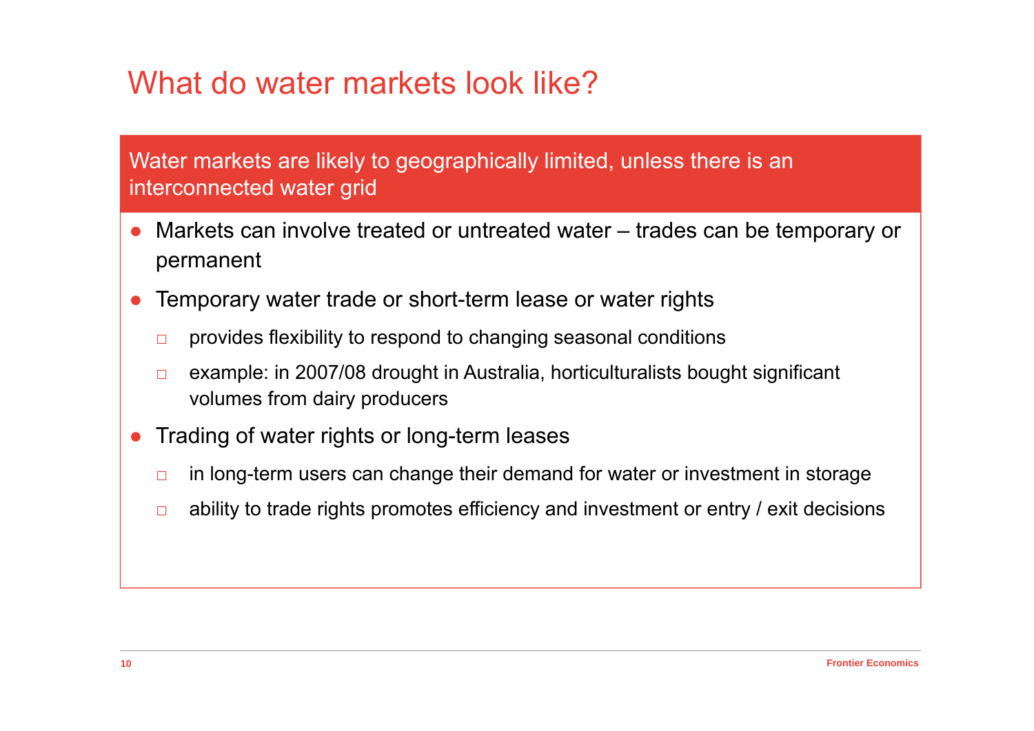# What do water markets look like?

**Water markets are likely to geographically limited, unless there is an interconnected water grid**

- Markets can involve treated or untreated water – trades can be temporary or permanent
- Temporary water trade or short-term lease or water rights
  - provides flexibility to respond to changing seasonal conditions
  - example: in 2007/08 drought in Australia, horticulturalists bought significant volumes from dairy producers
- Trading of water rights or long-term leases
  - in long-term users can change their demand for water or investment in storage
  - ability to trade rights promotes efficiency and investment or entry / exit decisions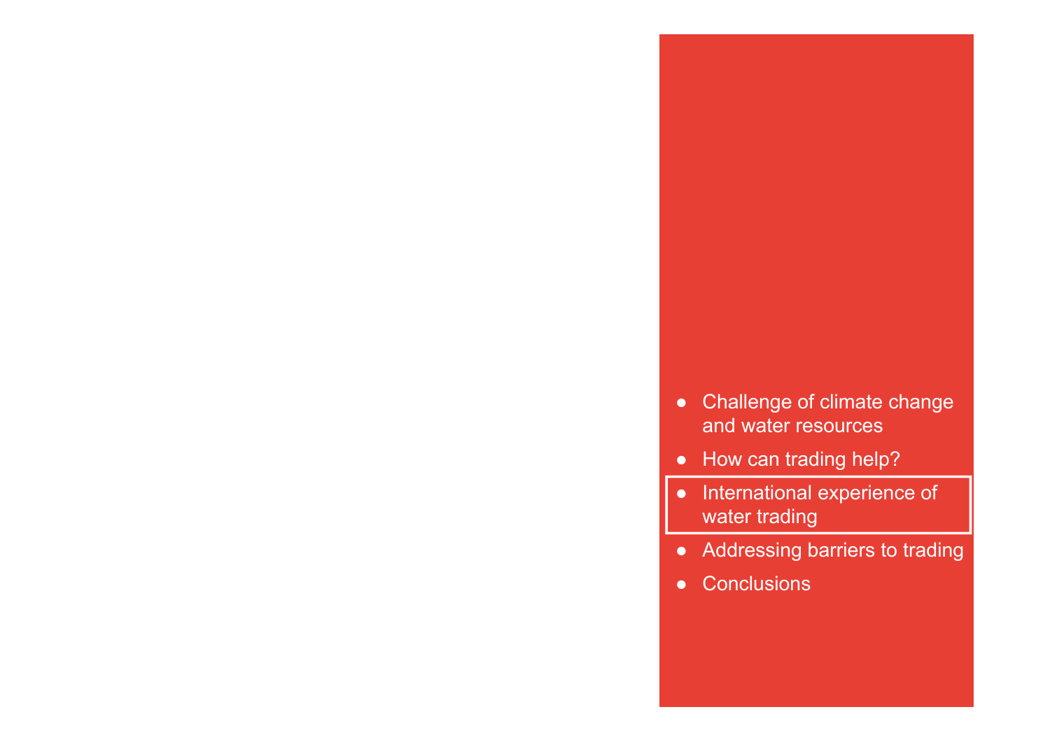- Challenge of climate change and water resources
- How can trading help?
- International experience of water trading
- Addressing barriers to trading
- Conclusions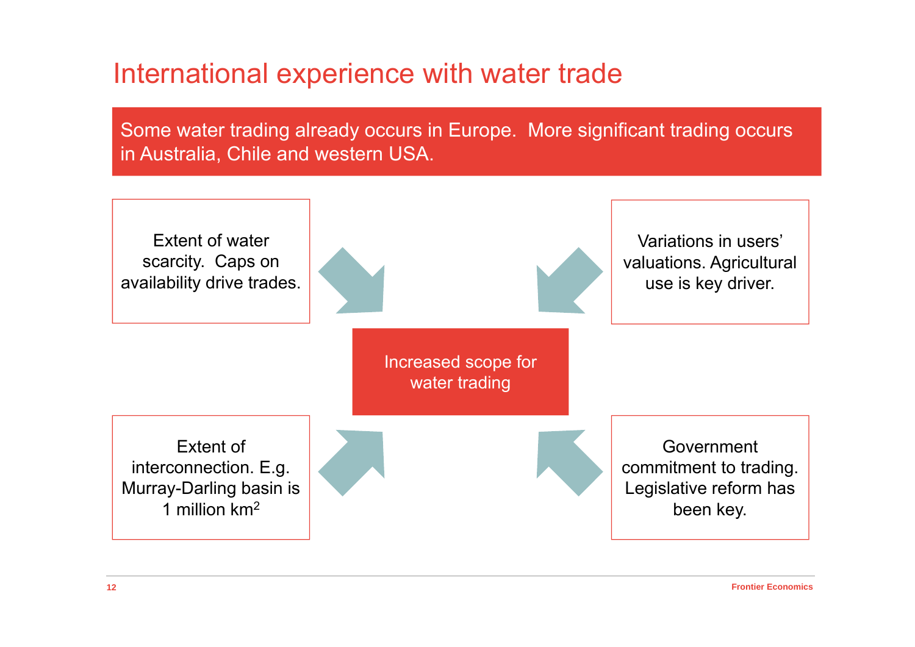# International experience with water trade

**Some water trading already occurs in Europe. More significant trading occurs in Australia, Chile and western USA.**

Extent of water scarcity. Caps on availability drive trades.

Variations in users' valuations. Agricultural use is key driver.

**Increased scope for water trading**

Extent of interconnection. E.g. Murray-Darling basin is 1 million $km^2$

Government commitment to trading. Legislative reform has been key.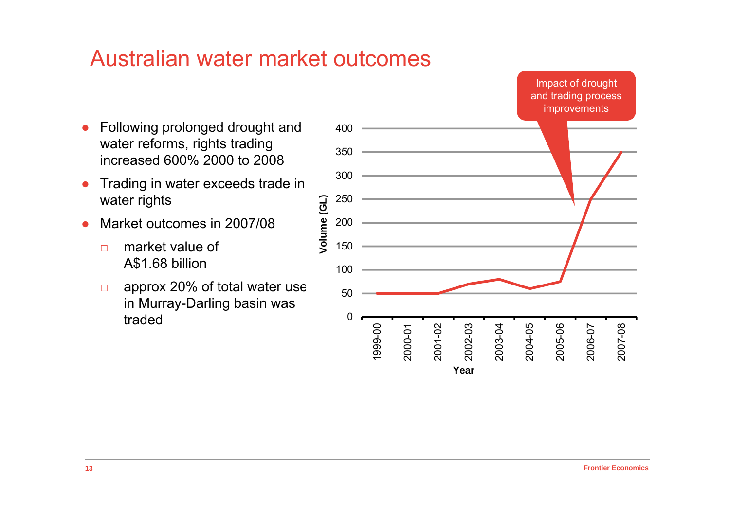# Australian water market outcomes

- Following prolonged drought and water reforms, rights trading increased 600% 2000 to 2008
- Trading in water exceeds trade in water rights
- Market outcomes in 2007/08
  - market value of A$1.68 billion
  - approx 20% of total water use in Murray-Darling basin was traded

Impact of drought and trading process improvements

Volume (GL)

400
350
300
250
200
150
100
50
0

1999-00 2000-01 2001-02 2002-03 2003-04 2004-05 2005-06 2006-07 2007-08

Year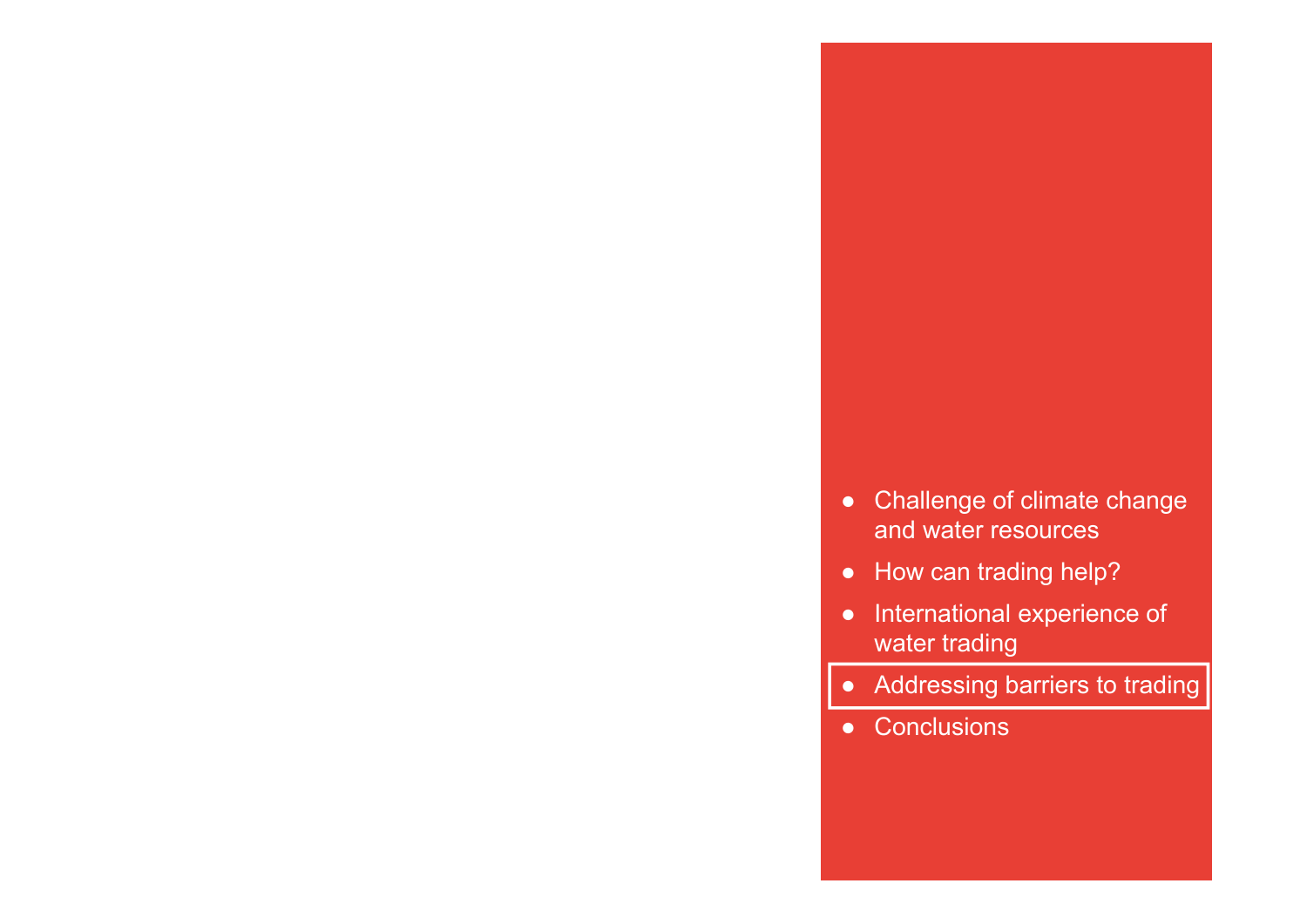- Challenge of climate change and water resources
- How can trading help?
- International experience of water trading
- Addressing barriers to trading
- Conclusions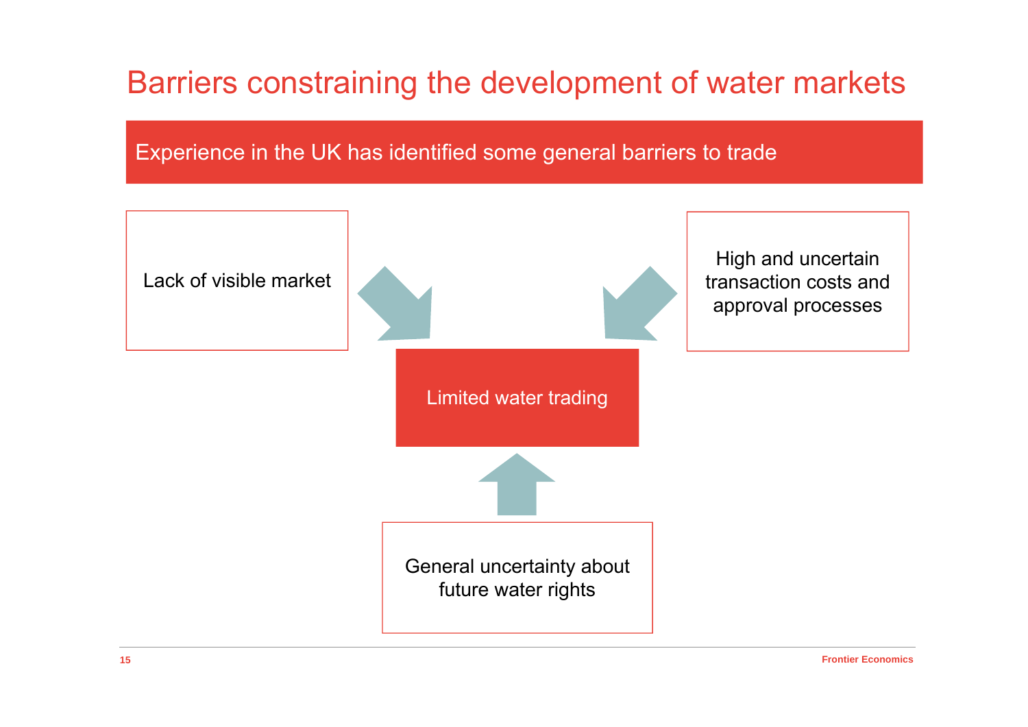# Barriers constraining the development of water markets

**Experience in the UK has identified some general barriers to trade**

- Lack of visible market
- High and uncertain transaction costs and approval processes
- General uncertainty about future water rights

Limited water trading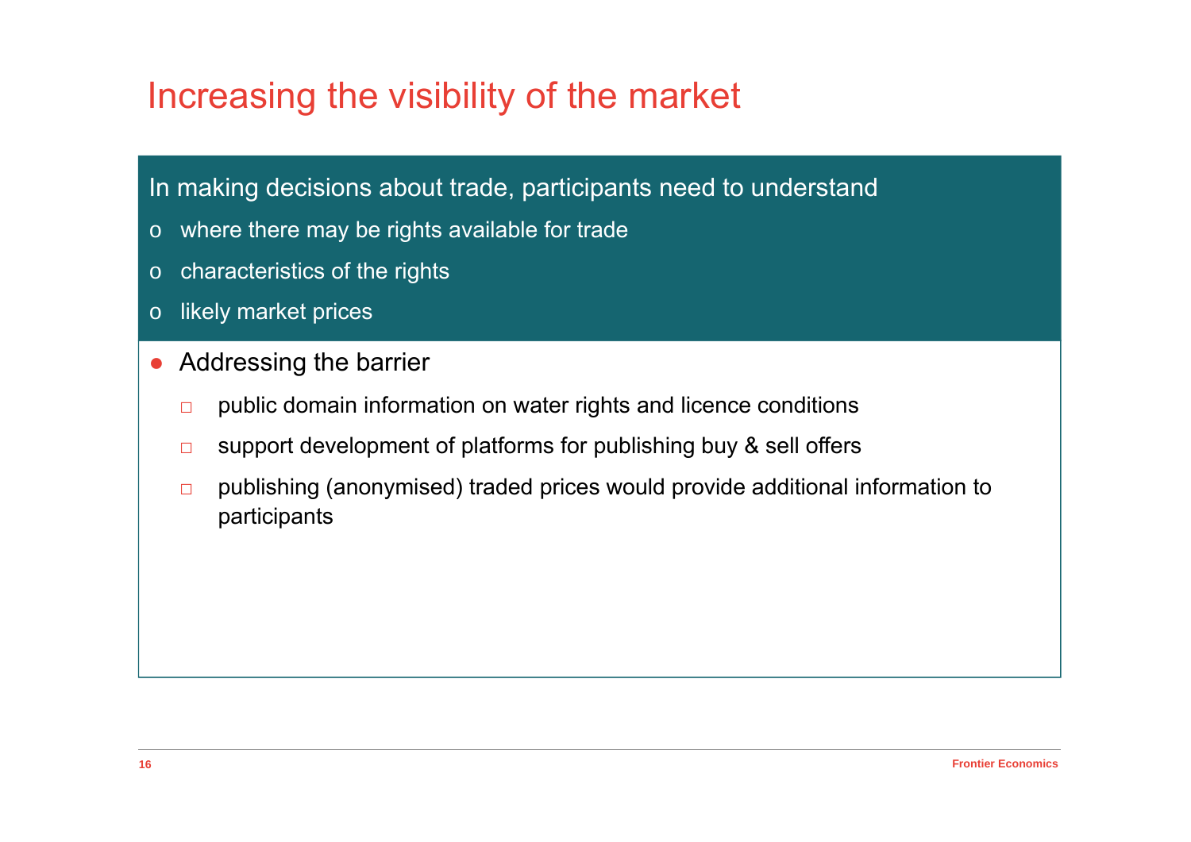# Increasing the visibility of the market

In making decisions about trade, participants need to understand

- where there may be rights available for trade
- characteristics of the rights
- likely market prices

- Addressing the barrier
  - public domain information on water rights and licence conditions
  - support development of platforms for publishing buy & sell offers
  - publishing (anonymised) traded prices would provide additional information to participants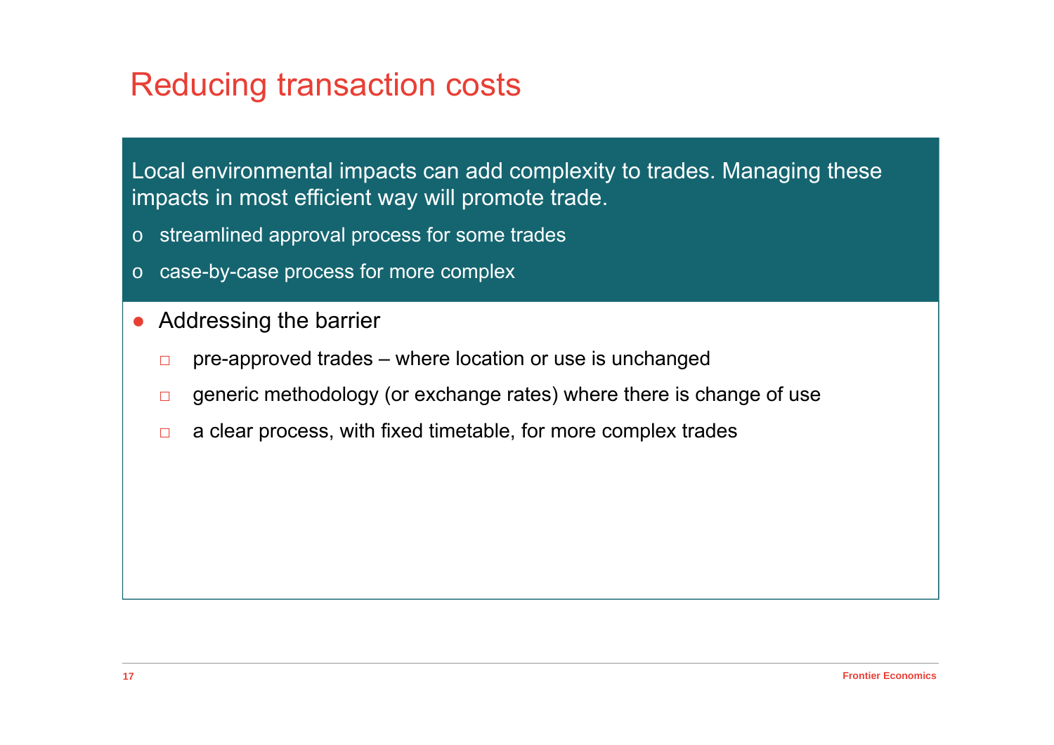# Reducing transaction costs

Local environmental impacts can add complexity to trades. Managing these impacts in most efficient way will promote trade.

- streamlined approval process for some trades
- case-by-case process for more complex

- Addressing the barrier
  - pre-approved trades – where location or use is unchanged
  - generic methodology (or exchange rates) where there is change of use
  - a clear process, with fixed timetable, for more complex trades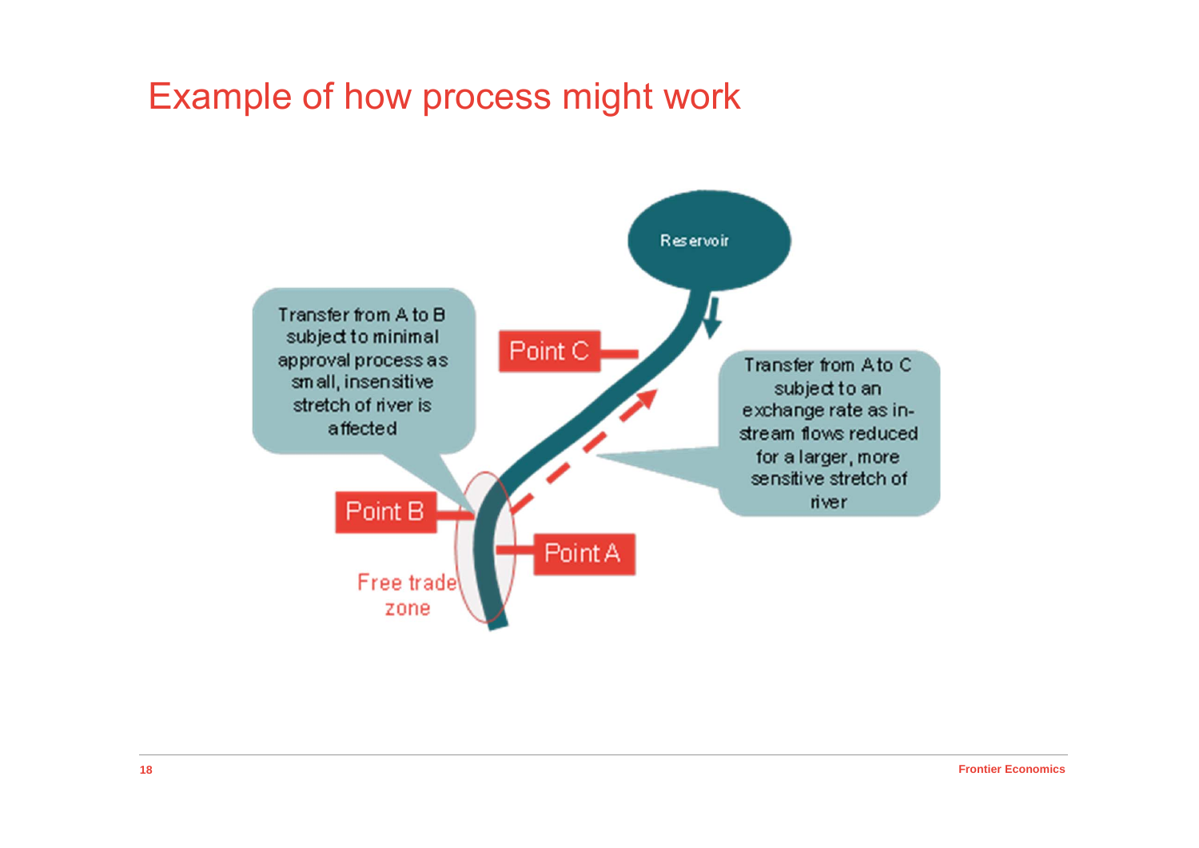# Example of how process might work

Reservoir

Point C

Transfer from A to B subject to minimal approval process as small, insensitive stretch of river is affected

Transfer from A to C subject to an exchange rate as in-stream flows reduced for a larger, more sensitive stretch of river

Point B

Point A

Free trade zone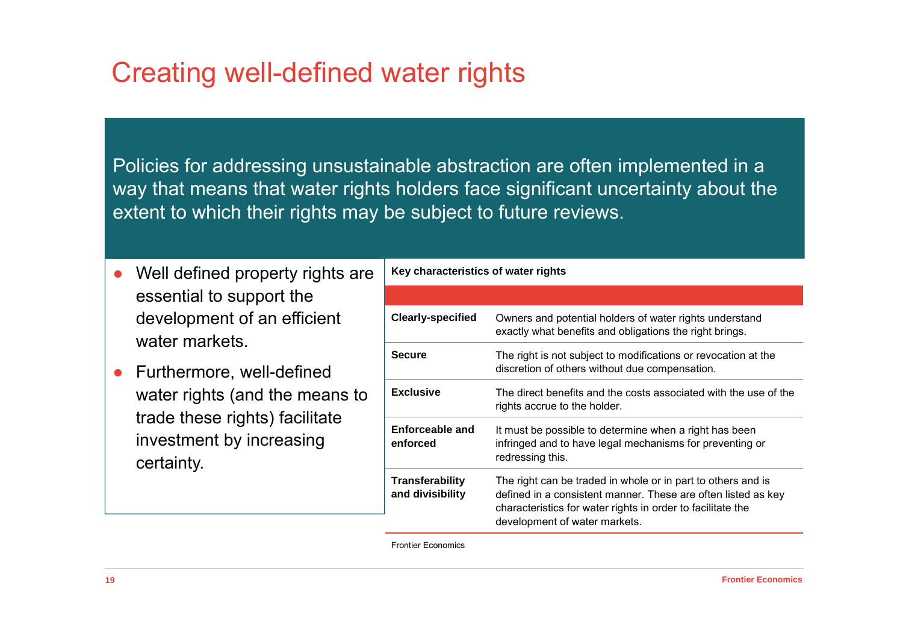# Creating well-defined water rights

Policies for addressing unsustainable abstraction are often implemented in a way that means that water rights holders face significant uncertainty about the extent to which their rights may be subject to future reviews.

- Well defined property rights are essential to support the development of an efficient water markets.
- Furthermore, well-defined water rights (and the means to trade these rights) facilitate investment by increasing certainty.

**Key characteristics of water rights**

| | |
|---|---|
| **Clearly-specified** | Owners and potential holders of water rights understand exactly what benefits and obligations the right brings. |
| **Secure** | The right is not subject to modifications or revocation at the discretion of others without due compensation. |
| **Exclusive** | The direct benefits and the costs associated with the use of the rights accrue to the holder. |
| **Enforceable and enforced** | It must be possible to determine when a right has been infringed and to have legal mechanisms for preventing or redressing this. |
| **Transferability and divisibility** | The right can be traded in whole or in part to others and is defined in a consistent manner. These are often listed as key characteristics for water rights in order to facilitate the development of water markets. |

Frontier Economics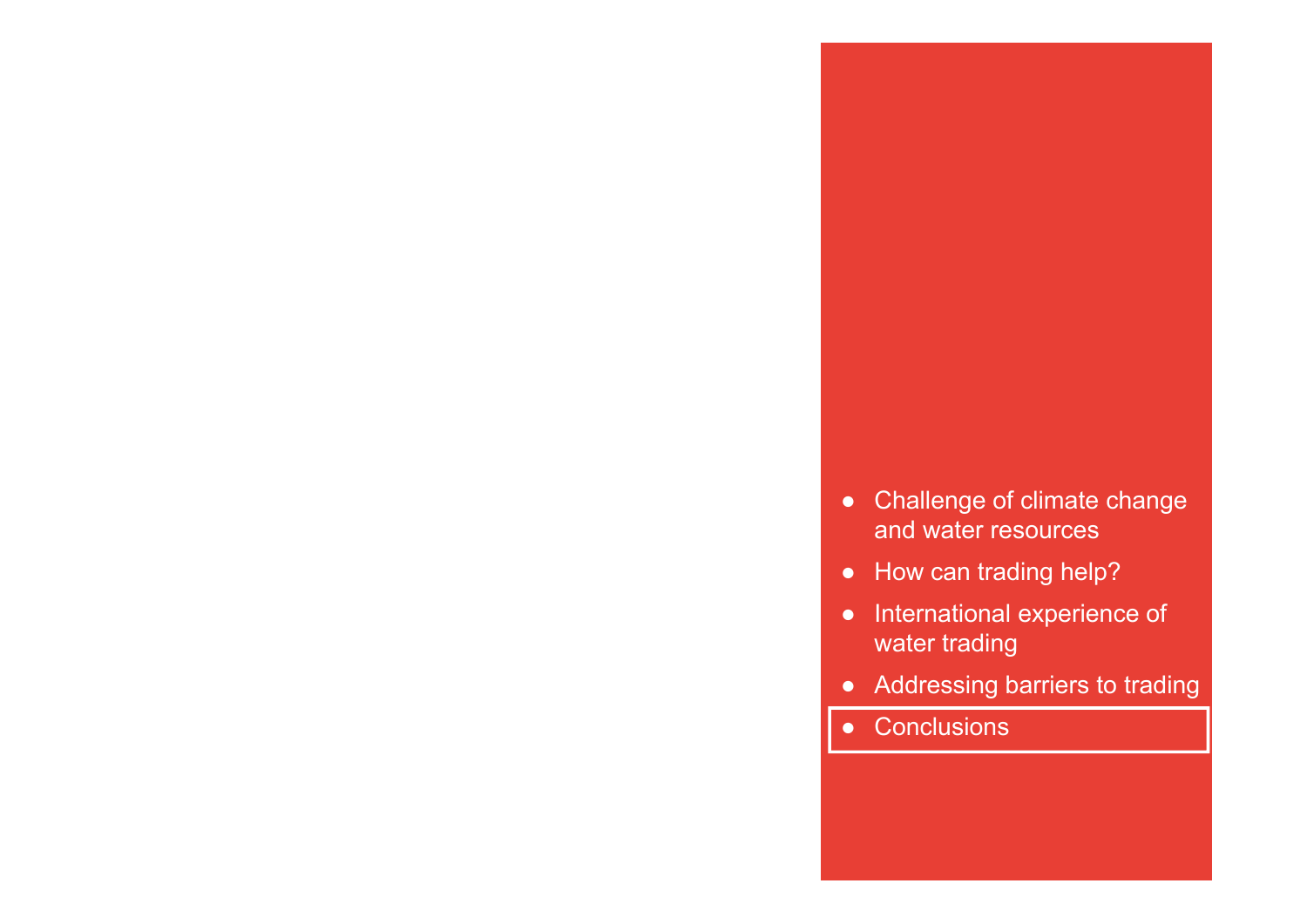- Challenge of climate change and water resources
- How can trading help?
- International experience of water trading
- Addressing barriers to trading
- Conclusions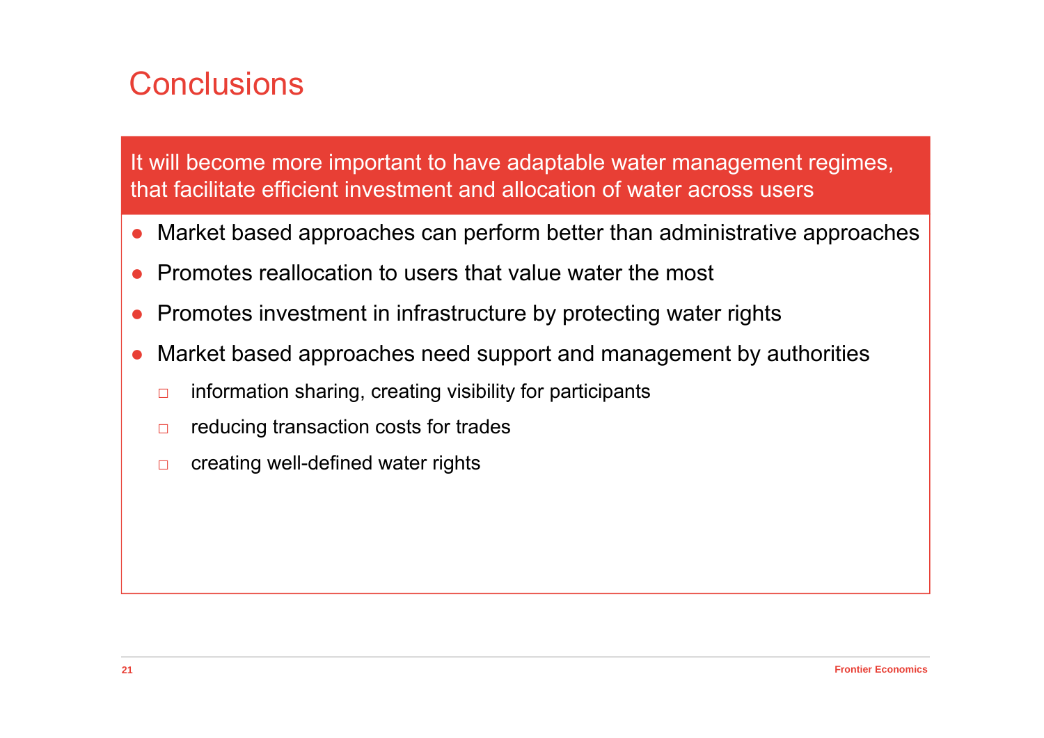# Conclusions

**It will become more important to have adaptable water management regimes, that facilitate efficient investment and allocation of water across users**

- Market based approaches can perform better than administrative approaches
- Promotes reallocation to users that value water the most
- Promotes investment in infrastructure by protecting water rights
- Market based approaches need support and management by authorities
  - information sharing, creating visibility for participants
  - reducing transaction costs for trades
  - creating well-defined water rights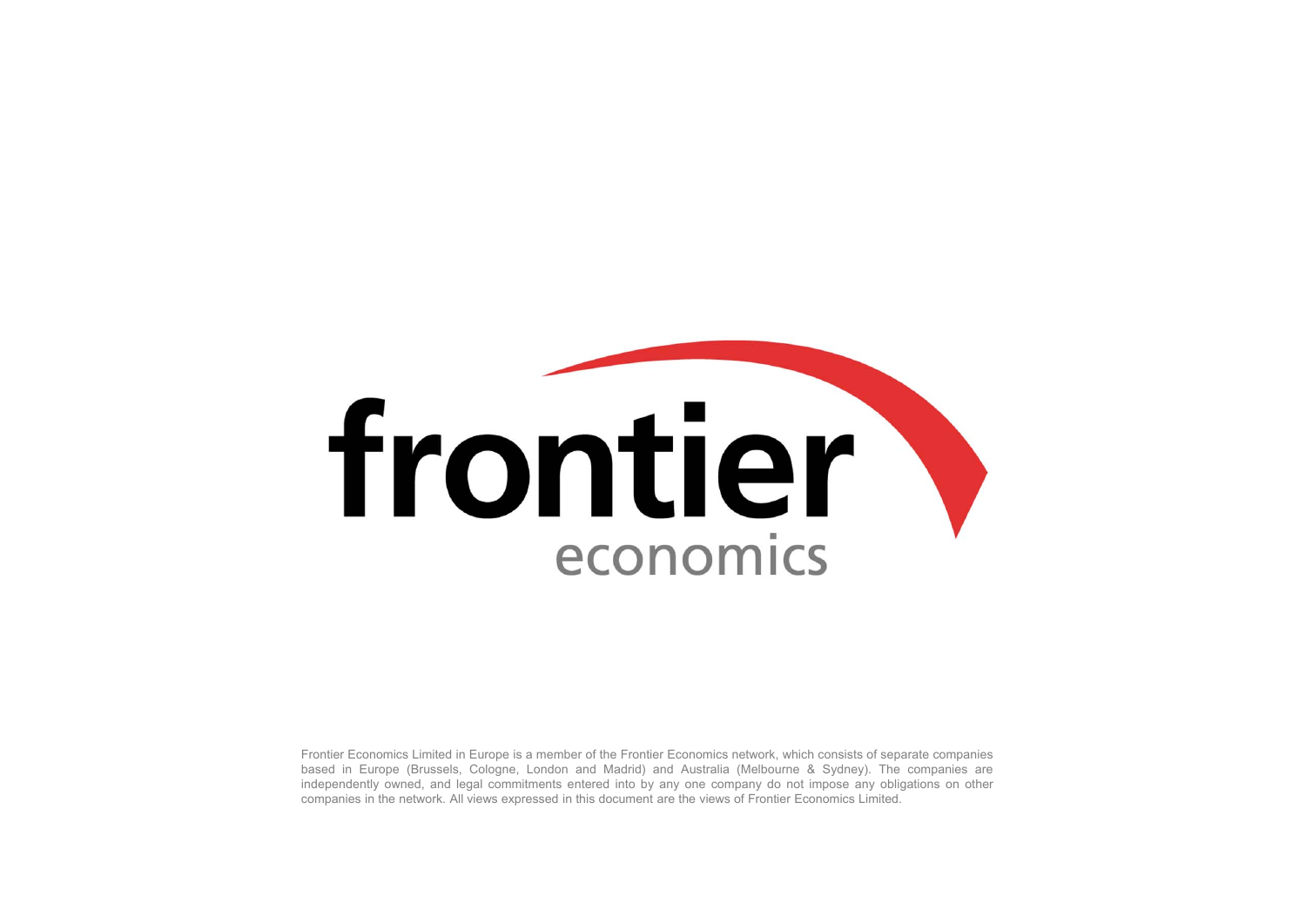frontier economics

Frontier Economics Limited in Europe is a member of the Frontier Economics network, which consists of separate companies based in Europe (Brussels, Cologne, London and Madrid) and Australia (Melbourne & Sydney). The companies are independently owned, and legal commitments entered into by any one company do not impose any obligations on other companies in the network. All views expressed in this document are the views of Frontier Economics Limited.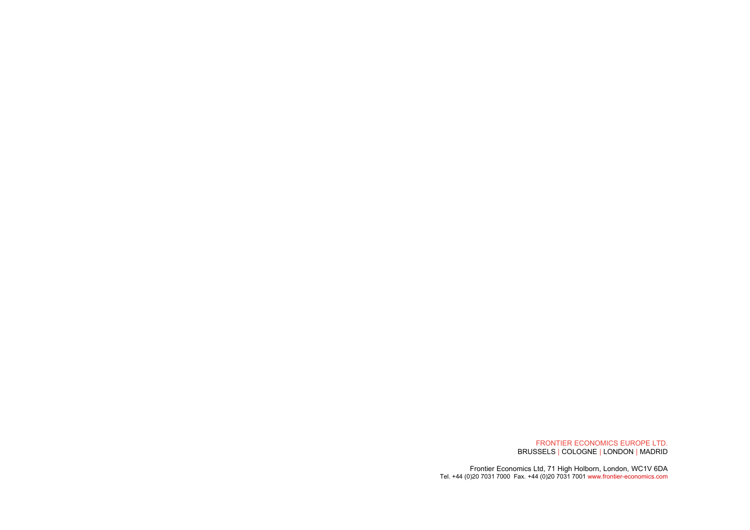FRONTIER ECONOMICS EUROPE LTD.
BRUSSELS | COLOGNE | LONDON | MADRID

Frontier Economics Ltd, 71 High Holborn, London, WC1V 6DA
Tel. +44 (0)20 7031 7000 Fax. +44 (0)20 7031 7001 www.frontier-economics.com